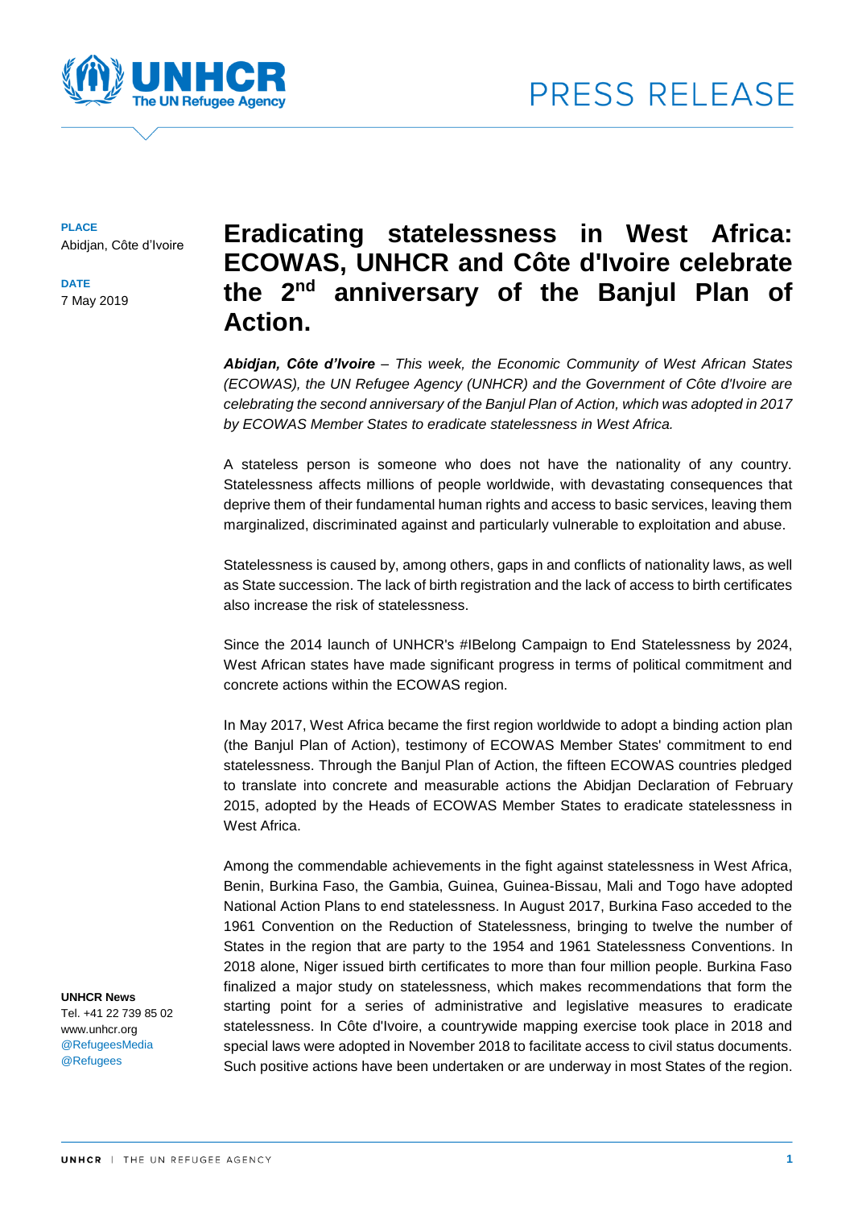PRESS RELEASE

**PLACE**
Abidjan, Côte d'Ivoire

**DATE**
7 May 2019

# Eradicating statelessness in West Africa: ECOWAS, UNHCR and Côte d'Ivoire celebrate the 2nd anniversary of the Banjul Plan of Action.

***Abidjan, Côte d'Ivoire** – This week, the Economic Community of West African States (ECOWAS), the UN Refugee Agency (UNHCR) and the Government of Côte d'Ivoire are celebrating the second anniversary of the Banjul Plan of Action, which was adopted in 2017 by ECOWAS Member States to eradicate statelessness in West Africa.*

A stateless person is someone who does not have the nationality of any country. Statelessness affects millions of people worldwide, with devastating consequences that deprive them of their fundamental human rights and access to basic services, leaving them marginalized, discriminated against and particularly vulnerable to exploitation and abuse.

Statelessness is caused by, among others, gaps in and conflicts of nationality laws, as well as State succession. The lack of birth registration and the lack of access to birth certificates also increase the risk of statelessness.

Since the 2014 launch of UNHCR's #IBelong Campaign to End Statelessness by 2024, West African states have made significant progress in terms of political commitment and concrete actions within the ECOWAS region.

In May 2017, West Africa became the first region worldwide to adopt a binding action plan (the Banjul Plan of Action), testimony of ECOWAS Member States' commitment to end statelessness. Through the Banjul Plan of Action, the fifteen ECOWAS countries pledged to translate into concrete and measurable actions the Abidjan Declaration of February 2015, adopted by the Heads of ECOWAS Member States to eradicate statelessness in West Africa.

Among the commendable achievements in the fight against statelessness in West Africa, Benin, Burkina Faso, the Gambia, Guinea, Guinea-Bissau, Mali and Togo have adopted National Action Plans to end statelessness. In August 2017, Burkina Faso acceded to the 1961 Convention on the Reduction of Statelessness, bringing to twelve the number of States in the region that are party to the 1954 and 1961 Statelessness Conventions. In 2018 alone, Niger issued birth certificates to more than four million people. Burkina Faso finalized a major study on statelessness, which makes recommendations that form the starting point for a series of administrative and legislative measures to eradicate statelessness. In Côte d'Ivoire, a countrywide mapping exercise took place in 2018 and special laws were adopted in November 2018 to facilitate access to civil status documents. Such positive actions have been undertaken or are underway in most States of the region.

**UNHCR News**
Tel. +41 22 739 85 02
www.unhcr.org
@RefugeesMedia
@Refugees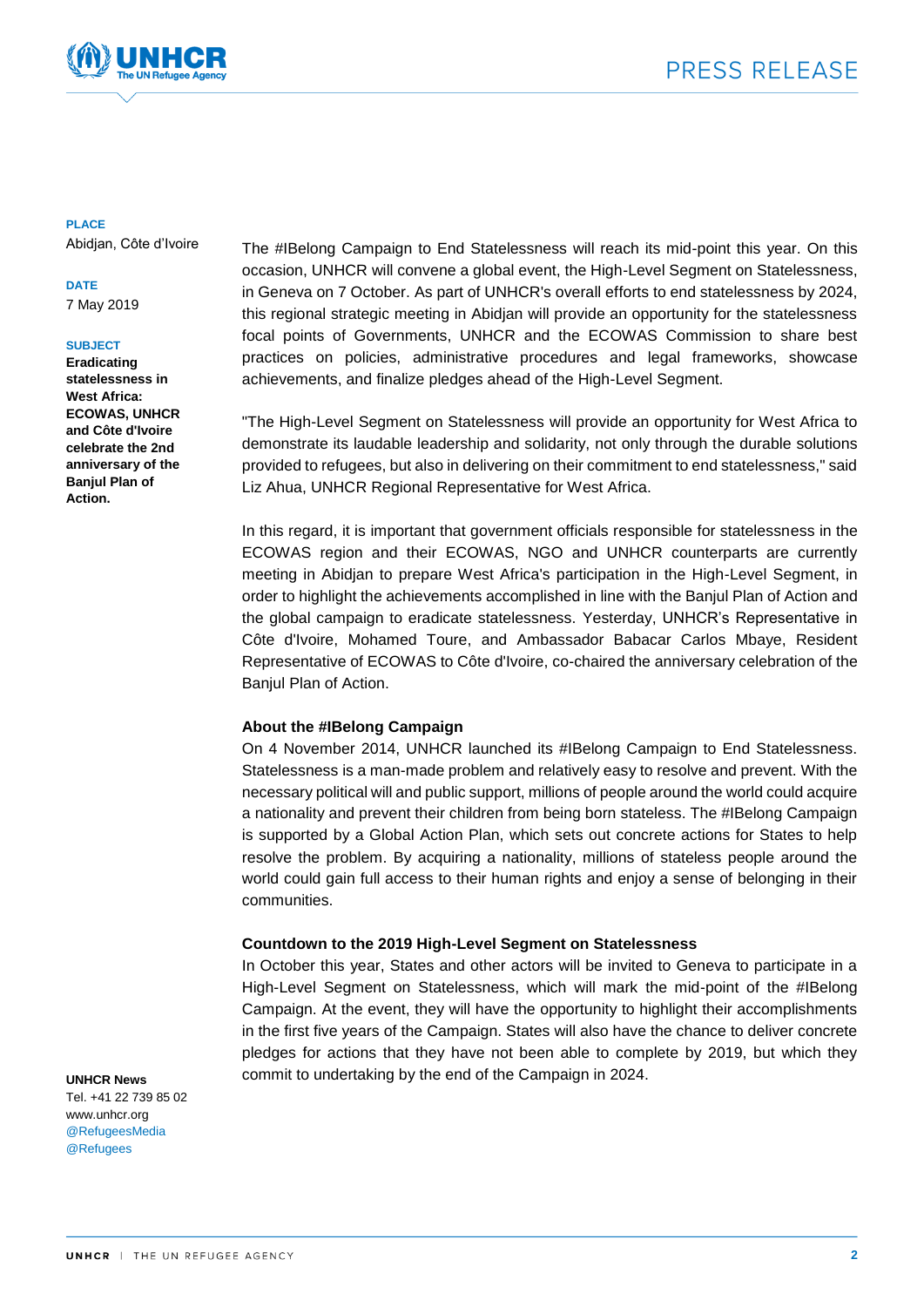**PLACE**
Abidjan, Côte d'Ivoire

**DATE**
7 May 2019

**SUBJECT**
**Eradicating statelessness in West Africa: ECOWAS, UNHCR and Côte d'Ivoire celebrate the 2nd anniversary of the Banjul Plan of Action.**

The #IBelong Campaign to End Statelessness will reach its mid-point this year. On this occasion, UNHCR will convene a global event, the High-Level Segment on Statelessness, in Geneva on 7 October. As part of UNHCR's overall efforts to end statelessness by 2024, this regional strategic meeting in Abidjan will provide an opportunity for the statelessness focal points of Governments, UNHCR and the ECOWAS Commission to share best practices on policies, administrative procedures and legal frameworks, showcase achievements, and finalize pledges ahead of the High-Level Segment.

"The High-Level Segment on Statelessness will provide an opportunity for West Africa to demonstrate its laudable leadership and solidarity, not only through the durable solutions provided to refugees, but also in delivering on their commitment to end statelessness," said Liz Ahua, UNHCR Regional Representative for West Africa.

In this regard, it is important that government officials responsible for statelessness in the ECOWAS region and their ECOWAS, NGO and UNHCR counterparts are currently meeting in Abidjan to prepare West Africa's participation in the High-Level Segment, in order to highlight the achievements accomplished in line with the Banjul Plan of Action and the global campaign to eradicate statelessness. Yesterday, UNHCR's Representative in Côte d'Ivoire, Mohamed Toure, and Ambassador Babacar Carlos Mbaye, Resident Representative of ECOWAS to Côte d'Ivoire, co-chaired the anniversary celebration of the Banjul Plan of Action.

**About the #IBelong Campaign**

On 4 November 2014, UNHCR launched its #IBelong Campaign to End Statelessness. Statelessness is a man-made problem and relatively easy to resolve and prevent. With the necessary political will and public support, millions of people around the world could acquire a nationality and prevent their children from being born stateless. The #IBelong Campaign is supported by a Global Action Plan, which sets out concrete actions for States to help resolve the problem. By acquiring a nationality, millions of stateless people around the world could gain full access to their human rights and enjoy a sense of belonging in their communities.

**Countdown to the 2019 High-Level Segment on Statelessness**

In October this year, States and other actors will be invited to Geneva to participate in a High-Level Segment on Statelessness, which will mark the mid-point of the #IBelong Campaign. At the event, they will have the opportunity to highlight their accomplishments in the first five years of the Campaign. States will also have the chance to deliver concrete pledges for actions that they have not been able to complete by 2019, but which they commit to undertaking by the end of the Campaign in 2024.

**UNHCR News**
Tel. +41 22 739 85 02
www.unhcr.org
@RefugeesMedia
@Refugees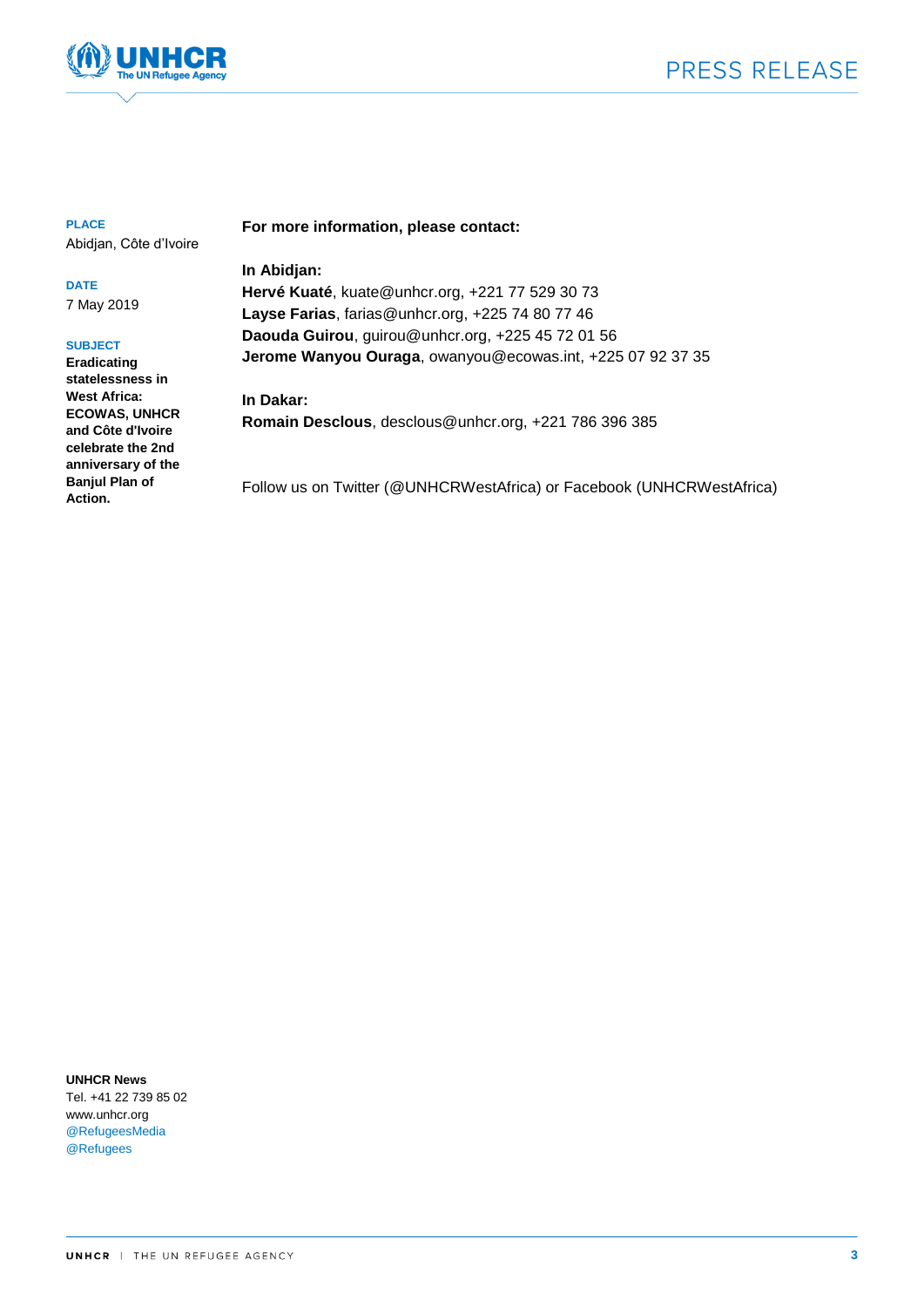**PLACE**
Abidjan, Côte d'Ivoire

**DATE**
7 May 2019

**SUBJECT**
**Eradicating statelessness in West Africa: ECOWAS, UNHCR and Côte d'Ivoire celebrate the 2nd anniversary of the Banjul Plan of Action.**

**For more information, please contact:**

**In Abidjan:**
**Hervé Kuaté**, kuate@unhcr.org, +221 77 529 30 73
**Layse Farias**, farias@unhcr.org, +225 74 80 77 46
**Daouda Guirou**, guirou@unhcr.org, +225 45 72 01 56
**Jerome Wanyou Ouraga**, owanyou@ecowas.int, +225 07 92 37 35

**In Dakar:**
**Romain Desclous**, desclous@unhcr.org, +221 786 396 385

Follow us on Twitter (@UNHCRWestAfrica) or Facebook (UNHCRWestAfrica)

**UNHCR News**
Tel. +41 22 739 85 02
www.unhcr.org
@RefugeesMedia
@Refugees